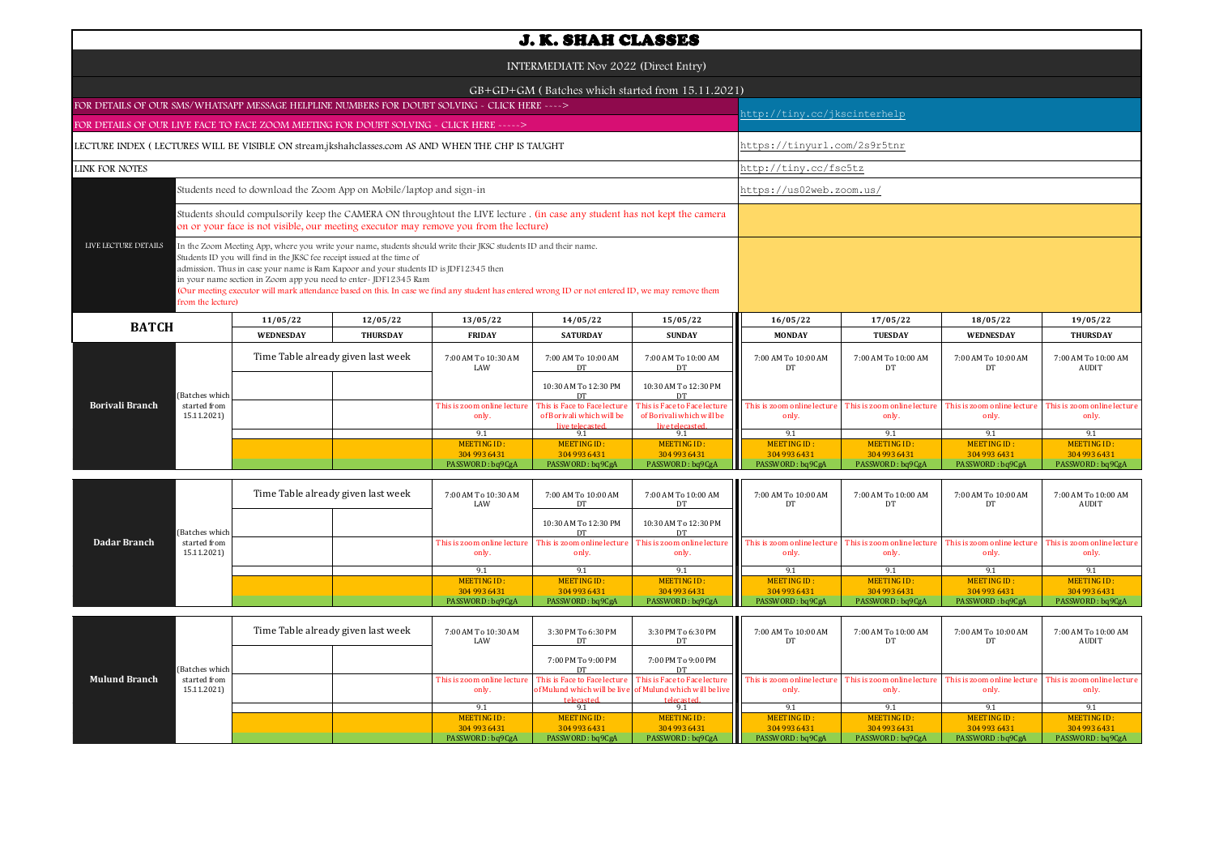# J. K. SHAH CLASSES

INTERMEDIATE Nov 2022 (Direct Entry)

GB+GD+GM ( Batches which started from 15.11.2021)

| | |
|---|---|
| FOR DETAILS OF OUR SMS/WHATSAPP MESSAGE HELPLINE NUMBERS FOR DOUBT SOLVING - CLICK HERE ----> | http://tiny.cc/jkscinterhelp |
| FOR DETAILS OF OUR LIVE FACE TO FACE ZOOM MEETING FOR DOUBT SOLVING - CLICK HERE -----> | |
| LECTURE INDEX ( LECTURES WILL BE VISIBLE ON stream.jkshahclasses.com AS AND WHEN THE CHP IS TAUGHT | https://tinyurl.com/2s9r5tnr |
| LINK FOR NOTES | http://tiny.cc/fsc5tz |

**LIVE LECTURE DETAILS**

- Students need to download the Zoom App on Mobile/laptop and sign-in — https://us02web.zoom.us/
- Students should compulsorily keep the CAMERA ON throughtout the LIVE lecture . (in case any student has not kept the camera on or your face is not visible, our meeting executor may remove you from the lecture)
- In the Zoom Meeting App, where you write your name, students should write their JKSC students ID and their name. Students ID you will find in the JKSC fee receipt issued at the time of admission. Thus in case your name is Ram Kapoor and your students ID is JDF12345 then in your name section in Zoom app you need to enter- JDF12345 Ram (Our meeting executor will mark attendance based on this. In case we find any student has entered wrong ID or not entered ID, we may remove them from the lecture)

| BATCH | | 11/05/22 | 12/05/22 | 13/05/22 | 14/05/22 | 15/05/22 | 16/05/22 | 17/05/22 | 18/05/22 | 19/05/22 |
|---|---|---|---|---|---|---|---|---|---|---|
| | | WEDNESDAY | THURSDAY | FRIDAY | SATURDAY | SUNDAY | MONDAY | TUESDAY | WEDNESDAY | THURSDAY |
| **Borivali Branch** | (Batches which started from 15.11.2021) | Time Table already given last week | | 7:00 AM To 10:30 AM LAW | 7:00 AM To 10:00 AM DT | 7:00 AM To 10:00 AM DT | 7:00 AM To 10:00 AM DT | 7:00 AM To 10:00 AM DT | 7:00 AM To 10:00 AM DT | 7:00 AM To 10:00 AM AUDIT |
| | | | | | 10:30 AM To 12:30 PM DT | 10:30 AM To 12:30 PM DT | | | | |
| | | | | This is zoom online lecture only. | This is Face to Face lecture of Borivali which will be live telecasted. | This is Face to Face lecture of Borivali which will be live telecasted. | This is zoom online lecture only. | This is zoom online lecture only. | This is zoom online lecture only. | This is zoom online lecture only. |
| | | | | 9.1 | 9.1 | 9.1 | 9.1 | 9.1 | 9.1 | 9.1 |
| | | | | MEETING ID : 304 993 6431 | MEETING ID : 304 993 6431 | MEETING ID : 304 993 6431 | MEETING ID : 304 993 6431 | MEETING ID : 304 993 6431 | MEETING ID : 304 993 6431 | MEETING ID : 304 993 6431 |
| | | | | PASSWORD : bq9CgA | PASSWORD : bq9CgA | PASSWORD : bq9CgA | PASSWORD : bq9CgA | PASSWORD : bq9CgA | PASSWORD : bq9CgA | PASSWORD : bq9CgA |
| **Dadar Branch** | (Batches which started from 15.11.2021) | Time Table already given last week | | 7:00 AM To 10:30 AM LAW | 7:00 AM To 10:00 AM DT | 7:00 AM To 10:00 AM DT | 7:00 AM To 10:00 AM DT | 7:00 AM To 10:00 AM DT | 7:00 AM To 10:00 AM DT | 7:00 AM To 10:00 AM AUDIT |
| | | | | | 10:30 AM To 12:30 PM DT | 10:30 AM To 12:30 PM DT | | | | |
| | | | | This is zoom online lecture only. | This is zoom online lecture only. | This is zoom online lecture only. | This is zoom online lecture only. | This is zoom online lecture only. | This is zoom online lecture only. | This is zoom online lecture only. |
| | | | | 9.1 | 9.1 | 9.1 | 9.1 | 9.1 | 9.1 | 9.1 |
| | | | | MEETING ID : 304 993 6431 | MEETING ID : 304 993 6431 | MEETING ID : 304 993 6431 | MEETING ID : 304 993 6431 | MEETING ID : 304 993 6431 | MEETING ID : 304 993 6431 | MEETING ID : 304 993 6431 |
| | | | | PASSWORD : bq9CgA | PASSWORD : bq9CgA | PASSWORD : bq9CgA | PASSWORD : bq9CgA | PASSWORD : bq9CgA | PASSWORD : bq9CgA | PASSWORD : bq9CgA |
| **Mulund Branch** | (Batches which started from 15.11.2021) | Time Table already given last week | | 7:00 AM To 10:30 AM LAW | 3:30 PM To 6:30 PM DT | 3:30 PM To 6:30 PM DT | 7:00 AM To 10:00 AM DT | 7:00 AM To 10:00 AM DT | 7:00 AM To 10:00 AM DT | 7:00 AM To 10:00 AM AUDIT |
| | | | | | 7:00 PM To 9:00 PM DT | 7:00 PM To 9:00 PM DT | | | | |
| | | | | This is zoom online lecture only. | This is Face to Face lecture of Mulund which will be live telecasted. | This is Face to Face lecture of Mulund which will be live telecasted. | This is zoom online lecture only. | This is zoom online lecture only. | This is zoom online lecture only. | This is zoom online lecture only. |
| | | | | 9.1 | 9.1 | 9.1 | 9.1 | 9.1 | 9.1 | 9.1 |
| | | | | MEETING ID : 304 993 6431 | MEETING ID : 304 993 6431 | MEETING ID : 304 993 6431 | MEETING ID : 304 993 6431 | MEETING ID : 304 993 6431 | MEETING ID : 304 993 6431 | MEETING ID : 304 993 6431 |
| | | | | PASSWORD : bq9CgA | PASSWORD : bq9CgA | PASSWORD : bq9CgA | PASSWORD : bq9CgA | PASSWORD : bq9CgA | PASSWORD : bq9CgA | PASSWORD : bq9CgA |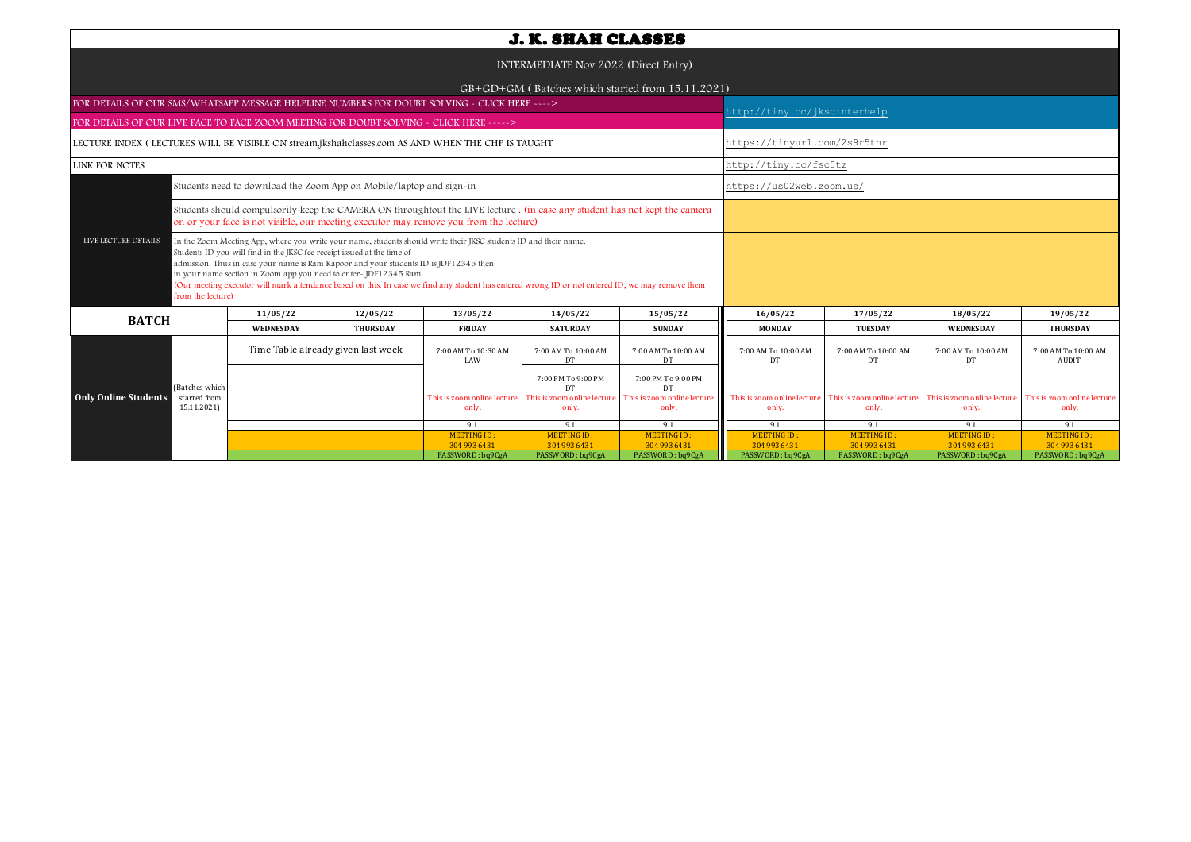# J. K. SHAH CLASSES

INTERMEDIATE Nov 2022 (Direct Entry)

GB+GD+GM ( Batches which started from 15.11.2021)

| | |
|---|---|
| FOR DETAILS OF OUR SMS/WHATSAPP MESSAGE HELPLINE NUMBERS FOR DOUBT SOLVING - CLICK HERE ----> | http://tiny.cc/jkscinterhelp |
| FOR DETAILS OF OUR LIVE FACE TO FACE ZOOM MEETING FOR DOUBT SOLVING - CLICK HERE -----> | |
| LECTURE INDEX ( LECTURES WILL BE VISIBLE ON stream.jkshahclasses.com AS AND WHEN THE CHP IS TAUGHT | https://tinyurl.com/2s9r5tnr |
| LINK FOR NOTES | http://tiny.cc/fsc5tz |

| | | |
|---|---|---|
| LIVE LECTURE DETAILS | Students need to download the Zoom App on Mobile/laptop and sign-in | https://us02web.zoom.us/ |
| | Students should compulsorily keep the CAMERA ON throughtout the LIVE lecture . (in case any student has not kept the camera on or your face is not visible, our meeting executor may remove you from the lecture) | |
| | In the Zoom Meeting App, where you write your name, students should write their JKSC students ID and their name. Students ID you will find in the JKSC fee receipt issued at the time of admission. Thus in case your name is Ram Kapoor and your students ID is JDF12345 then in your name section in Zoom app you need to enter- JDF12345 Ram (Our meeting executor will mark attendance based on this. In case we find any student has entered wrong ID or not entered ID, we may remove them from the lecture) | |

| BATCH | | 11/05/22 | 12/05/22 | 13/05/22 | 14/05/22 | 15/05/22 | 16/05/22 | 17/05/22 | 18/05/22 | 19/05/22 |
|---|---|---|---|---|---|---|---|---|---|---|
| | | WEDNESDAY | THURSDAY | FRIDAY | SATURDAY | SUNDAY | MONDAY | TUESDAY | WEDNESDAY | THURSDAY |
| Only Online Students | (Batches which started from 15.11.2021) | Time Table already given last week | | 7:00 AM To 10:30 AM LAW | 7:00 AM To 10:00 AM DT | 7:00 AM To 10:00 AM DT | 7:00 AM To 10:00 AM DT | 7:00 AM To 10:00 AM DT | 7:00 AM To 10:00 AM DT | 7:00 AM To 10:00 AM AUDIT |
| | | | | | 7:00 PM To 9:00 PM DT | 7:00 PM To 9:00 PM DT | | | | |
| | | | | This is zoom online lecture only. | This is zoom online lecture only. | This is zoom online lecture only. | This is zoom online lecture only. | This is zoom online lecture only. | This is zoom online lecture only. | This is zoom online lecture only. |
| | | | | 9.1 | 9.1 | 9.1 | 9.1 | 9.1 | 9.1 | 9.1 |
| | | | | MEETING ID : 304 993 6431 | MEETING ID : 304 993 6431 | MEETING ID : 304 993 6431 | MEETING ID : 304 993 6431 | MEETING ID : 304 993 6431 | MEETING ID : 304 993 6431 | MEETING ID : 304 993 6431 |
| | | | | PASSWORD : bq9CgA | PASSWORD : bq9CgA | PASSWORD : bq9CgA | PASSWORD : bq9CgA | PASSWORD : bq9CgA | PASSWORD : bq9CgA | PASSWORD : bq9CgA |